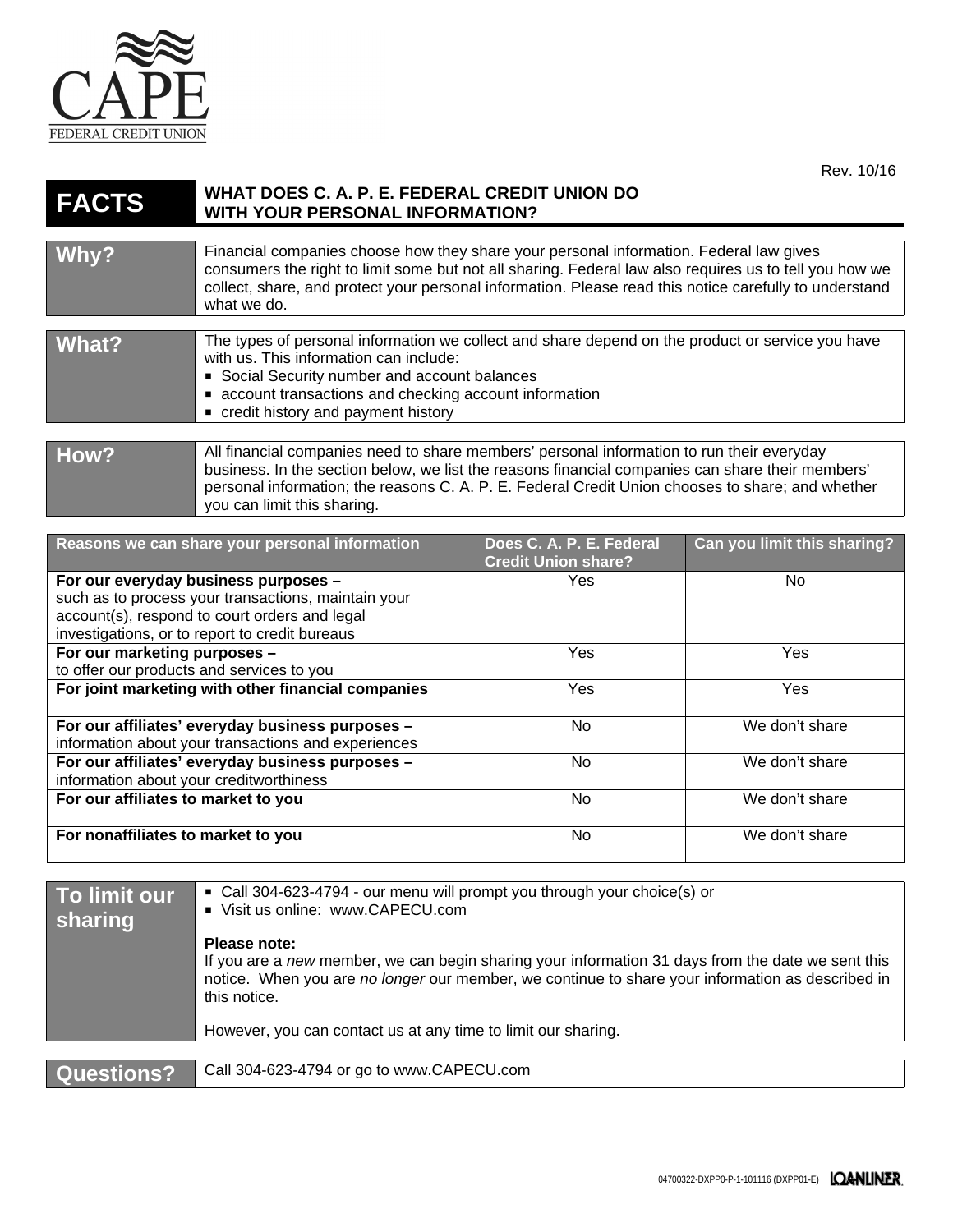CAPE

FEDERAL CREDIT UNION

Rev. 10/16

# FACTS — WHAT DOES C. A. P. E. FEDERAL CREDIT UNION DO WITH YOUR PERSONAL INFORMATION?

| | |
|---|---|
| **Why?** | Financial companies choose how they share your personal information. Federal law gives consumers the right to limit some but not all sharing. Federal law also requires us to tell you how we collect, share, and protect your personal information. Please read this notice carefully to understand what we do. |
| **What?** | The types of personal information we collect and share depend on the product or service you have with us. This information can include:<br>▪ Social Security number and account balances<br>▪ account transactions and checking account information<br>▪ credit history and payment history |
| **How?** | All financial companies need to share members' personal information to run their everyday business. In the section below, we list the reasons financial companies can share their members' personal information; the reasons C. A. P. E. Federal Credit Union chooses to share; and whether you can limit this sharing. |

| Reasons we can share your personal information | Does C. A. P. E. Federal Credit Union share? | Can you limit this sharing? |
|---|---|---|
| **For our everyday business purposes –** such as to process your transactions, maintain your account(s), respond to court orders and legal investigations, or to report to credit bureaus | Yes | No |
| **For our marketing purposes –** to offer our products and services to you | Yes | Yes |
| **For joint marketing with other financial companies** | Yes | Yes |
| **For our affiliates' everyday business purposes –** information about your transactions and experiences | No | We don't share |
| **For our affiliates' everyday business purposes –** information about your creditworthiness | No | We don't share |
| **For our affiliates to market to you** | No | We don't share |
| **For nonaffiliates to market to you** | No | We don't share |

| | |
|---|---|
| **To limit our sharing** | ▪ Call 304-623-4794 - our menu will prompt you through your choice(s) or<br>▪ Visit us online: www.CAPECU.com<br><br>**Please note:**<br>If you are a *new* member, we can begin sharing your information 31 days from the date we sent this notice. When you are *no longer* our member, we continue to share your information as described in this notice.<br><br>However, you can contact us at any time to limit our sharing. |
| **Questions?** | Call 304-623-4794 or go to www.CAPECU.com |

04700322-DXPP0-P-1-101116 (DXPP01-E) LOANLINER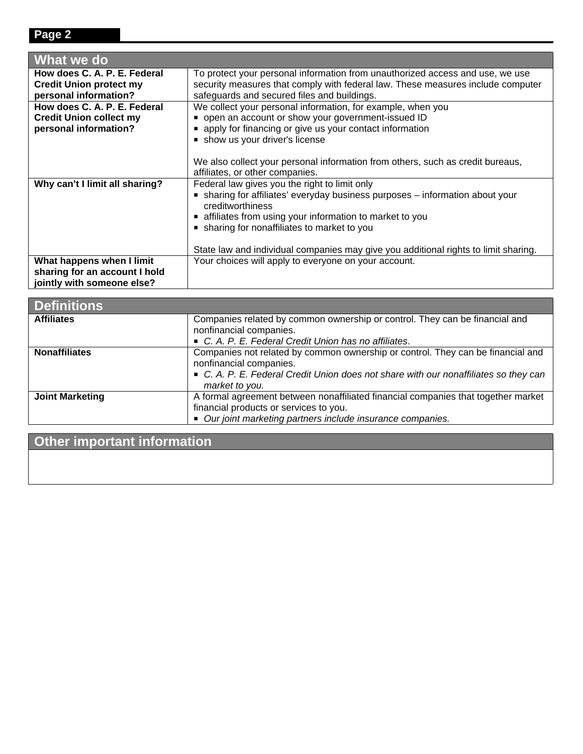| What we do | |
|---|---|
| **How does C. A. P. E. Federal Credit Union protect my personal information?** | To protect your personal information from unauthorized access and use, we use security measures that comply with federal law. These measures include computer safeguards and secured files and buildings. |
| **How does C. A. P. E. Federal Credit Union collect my personal information?** | We collect your personal information, for example, when you<br>▪ open an account or show your government-issued ID<br>▪ apply for financing or give us your contact information<br>▪ show us your driver's license<br><br>We also collect your personal information from others, such as credit bureaus, affiliates, or other companies. |
| **Why can't I limit all sharing?** | Federal law gives you the right to limit only<br>▪ sharing for affiliates' everyday business purposes – information about your creditworthiness<br>▪ affiliates from using your information to market to you<br>▪ sharing for nonaffiliates to market to you<br><br>State law and individual companies may give you additional rights to limit sharing. |
| **What happens when I limit sharing for an account I hold jointly with someone else?** | Your choices will apply to everyone on your account. |

| Definitions | |
|---|---|
| **Affiliates** | Companies related by common ownership or control. They can be financial and nonfinancial companies.<br>▪ *C. A. P. E. Federal Credit Union has no affiliates*. |
| **Nonaffiliates** | Companies not related by common ownership or control. They can be financial and nonfinancial companies.<br>▪ *C. A. P. E. Federal Credit Union does not share with our nonaffiliates so they can market to you.* |
| **Joint Marketing** | A formal agreement between nonaffiliated financial companies that together market financial products or services to you.<br>▪ *Our joint marketing partners include insurance companies.* |

## Other important information